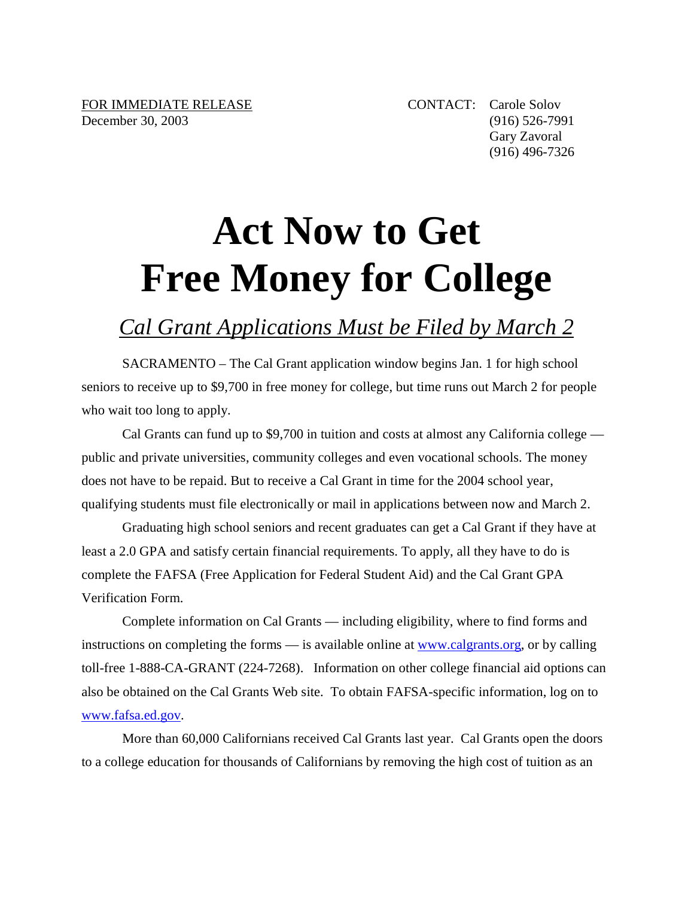FOR IMMEDIATE RELEASE
December 30, 2003

CONTACT: Carole Solov
(916) 526-7991
Gary Zavoral
(916) 496-7326

# Act Now to Get Free Money for College

## *Cal Grant Applications Must be Filed by March 2*

SACRAMENTO – The Cal Grant application window begins Jan. 1 for high school seniors to receive up to $9,700 in free money for college, but time runs out March 2 for people who wait too long to apply.

Cal Grants can fund up to $9,700 in tuition and costs at almost any California college — public and private universities, community colleges and even vocational schools. The money does not have to be repaid. But to receive a Cal Grant in time for the 2004 school year, qualifying students must file electronically or mail in applications between now and March 2.

Graduating high school seniors and recent graduates can get a Cal Grant if they have at least a 2.0 GPA and satisfy certain financial requirements. To apply, all they have to do is complete the FAFSA (Free Application for Federal Student Aid) and the Cal Grant GPA Verification Form.

Complete information on Cal Grants — including eligibility, where to find forms and instructions on completing the forms — is available online at www.calgrants.org, or by calling toll-free 1-888-CA-GRANT (224-7268). Information on other college financial aid options can also be obtained on the Cal Grants Web site. To obtain FAFSA-specific information, log on to www.fafsa.ed.gov.

More than 60,000 Californians received Cal Grants last year. Cal Grants open the doors to a college education for thousands of Californians by removing the high cost of tuition as an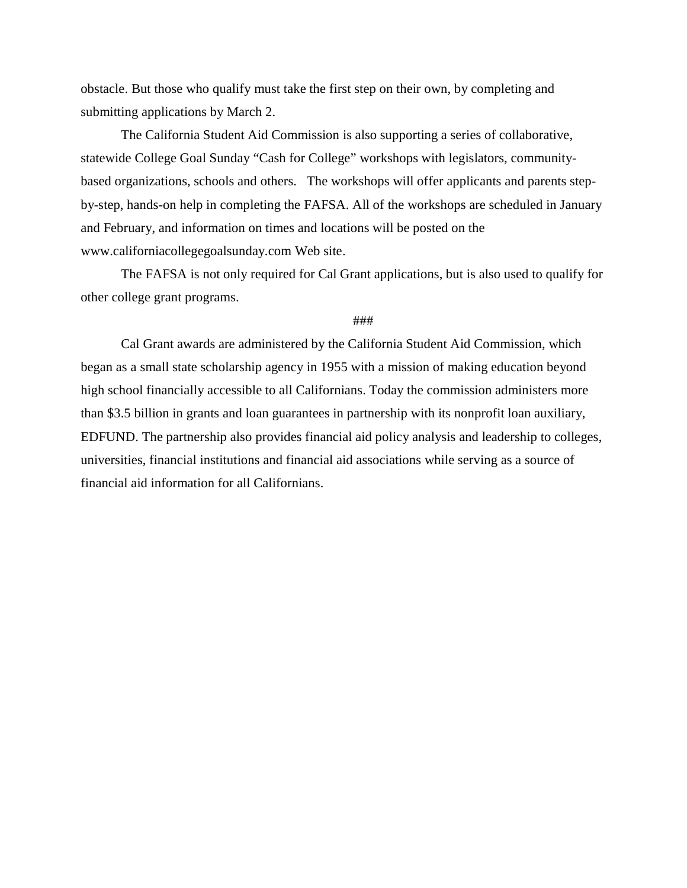obstacle. But those who qualify must take the first step on their own, by completing and submitting applications by March 2.

The California Student Aid Commission is also supporting a series of collaborative, statewide College Goal Sunday "Cash for College" workshops with legislators, community-based organizations, schools and others. The workshops will offer applicants and parents step-by-step, hands-on help in completing the FAFSA. All of the workshops are scheduled in January and February, and information on times and locations will be posted on the www.californiacollegegoalsunday.com Web site.

The FAFSA is not only required for Cal Grant applications, but is also used to qualify for other college grant programs.

###

Cal Grant awards are administered by the California Student Aid Commission, which began as a small state scholarship agency in 1955 with a mission of making education beyond high school financially accessible to all Californians. Today the commission administers more than $3.5 billion in grants and loan guarantees in partnership with its nonprofit loan auxiliary, EDFUND. The partnership also provides financial aid policy analysis and leadership to colleges, universities, financial institutions and financial aid associations while serving as a source of financial aid information for all Californians.